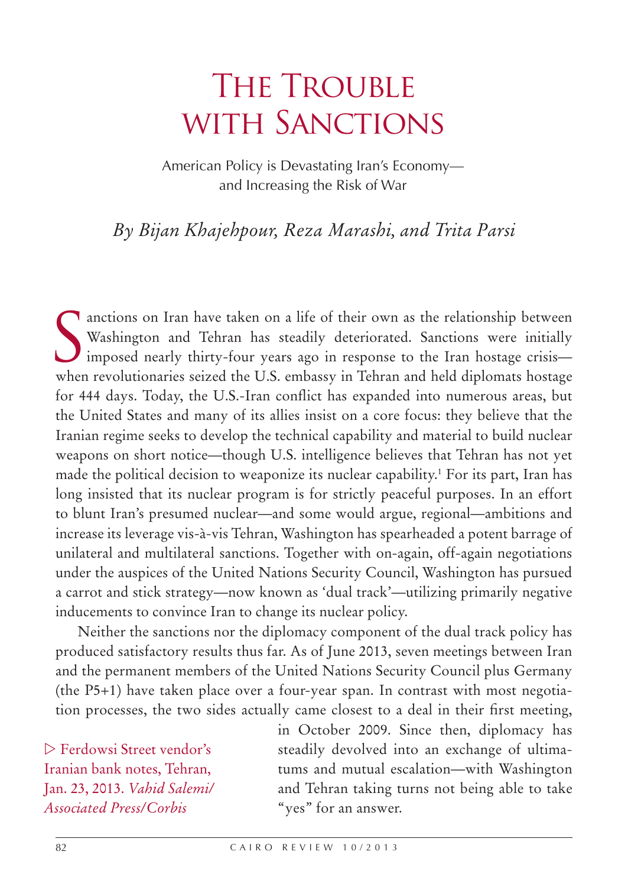# The Trouble with Sanctions

American Policy is Devastating Iran's Economy—and Increasing the Risk of War

*By Bijan Khajehpour, Reza Marashi, and Trita Parsi*

Sanctions on Iran have taken on a life of their own as the relationship between Washington and Tehran has steadily deteriorated. Sanctions were initially imposed nearly thirty-four years ago in response to the Iran hostage crisis—when revolutionaries seized the U.S. embassy in Tehran and held diplomats hostage for 444 days. Today, the U.S.-Iran conflict has expanded into numerous areas, but the United States and many of its allies insist on a core focus: they believe that the Iranian regime seeks to develop the technical capability and material to build nuclear weapons on short notice—though U.S. intelligence believes that Tehran has not yet made the political decision to weaponize its nuclear capability.[1] For its part, Iran has long insisted that its nuclear program is for strictly peaceful purposes. In an effort to blunt Iran's presumed nuclear—and some would argue, regional—ambitions and increase its leverage vis-à-vis Tehran, Washington has spearheaded a potent barrage of unilateral and multilateral sanctions. Together with on-again, off-again negotiations under the auspices of the United Nations Security Council, Washington has pursued a carrot and stick strategy—now known as 'dual track'—utilizing primarily negative inducements to convince Iran to change its nuclear policy.

Neither the sanctions nor the diplomacy component of the dual track policy has produced satisfactory results thus far. As of June 2013, seven meetings between Iran and the permanent members of the United Nations Security Council plus Germany (the P5+1) have taken place over a four-year span. In contrast with most negotiation processes, the two sides actually came closest to a deal in their first meeting, in October 2009. Since then, diplomacy has steadily devolved into an exchange of ultimatums and mutual escalation—with Washington and Tehran taking turns not being able to take "yes" for an answer.

▷ Ferdowsi Street vendor's Iranian bank notes, Tehran, Jan. 23, 2013. *Vahid Salemi/Associated Press/Corbis*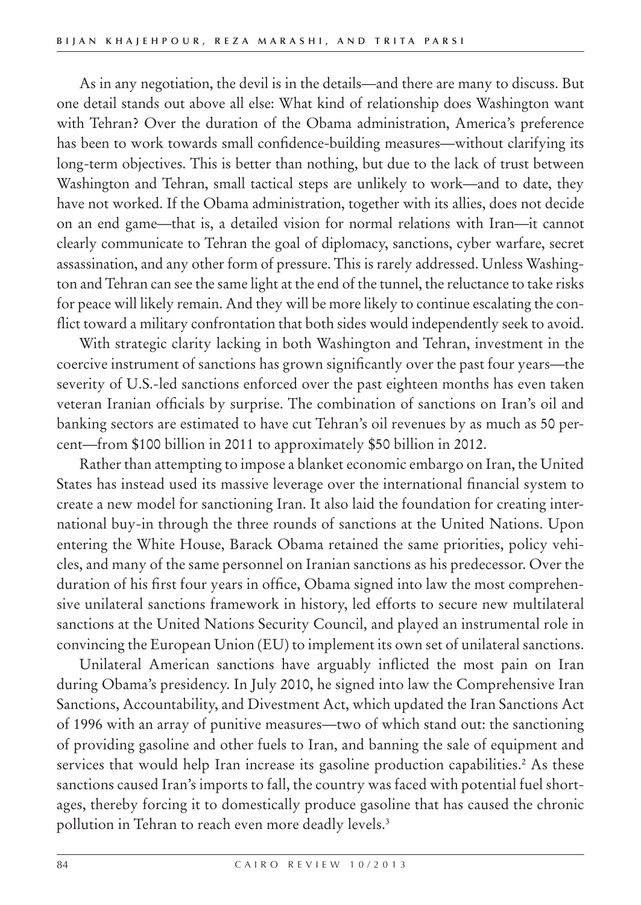As in any negotiation, the devil is in the details—and there are many to discuss. But one detail stands out above all else: What kind of relationship does Washington want with Tehran? Over the duration of the Obama administration, America's preference has been to work towards small confidence-building measures—without clarifying its long-term objectives. This is better than nothing, but due to the lack of trust between Washington and Tehran, small tactical steps are unlikely to work—and to date, they have not worked. If the Obama administration, together with its allies, does not decide on an end game—that is, a detailed vision for normal relations with Iran—it cannot clearly communicate to Tehran the goal of diplomacy, sanctions, cyber warfare, secret assassination, and any other form of pressure. This is rarely addressed. Unless Washington and Tehran can see the same light at the end of the tunnel, the reluctance to take risks for peace will likely remain. And they will be more likely to continue escalating the conflict toward a military confrontation that both sides would independently seek to avoid.

With strategic clarity lacking in both Washington and Tehran, investment in the coercive instrument of sanctions has grown significantly over the past four years—the severity of U.S.-led sanctions enforced over the past eighteen months has even taken veteran Iranian officials by surprise. The combination of sanctions on Iran's oil and banking sectors are estimated to have cut Tehran's oil revenues by as much as 50 percent—from $100 billion in 2011 to approximately $50 billion in 2012.

Rather than attempting to impose a blanket economic embargo on Iran, the United States has instead used its massive leverage over the international financial system to create a new model for sanctioning Iran. It also laid the foundation for creating international buy-in through the three rounds of sanctions at the United Nations. Upon entering the White House, Barack Obama retained the same priorities, policy vehicles, and many of the same personnel on Iranian sanctions as his predecessor. Over the duration of his first four years in office, Obama signed into law the most comprehensive unilateral sanctions framework in history, led efforts to secure new multilateral sanctions at the United Nations Security Council, and played an instrumental role in convincing the European Union (EU) to implement its own set of unilateral sanctions.

Unilateral American sanctions have arguably inflicted the most pain on Iran during Obama's presidency. In July 2010, he signed into law the Comprehensive Iran Sanctions, Accountability, and Divestment Act, which updated the Iran Sanctions Act of 1996 with an array of punitive measures—two of which stand out: the sanctioning of providing gasoline and other fuels to Iran, and banning the sale of equipment and services that would help Iran increase its gasoline production capabilities.[2] As these sanctions caused Iran's imports to fall, the country was faced with potential fuel shortages, thereby forcing it to domestically produce gasoline that has caused the chronic pollution in Tehran to reach even more deadly levels.[3]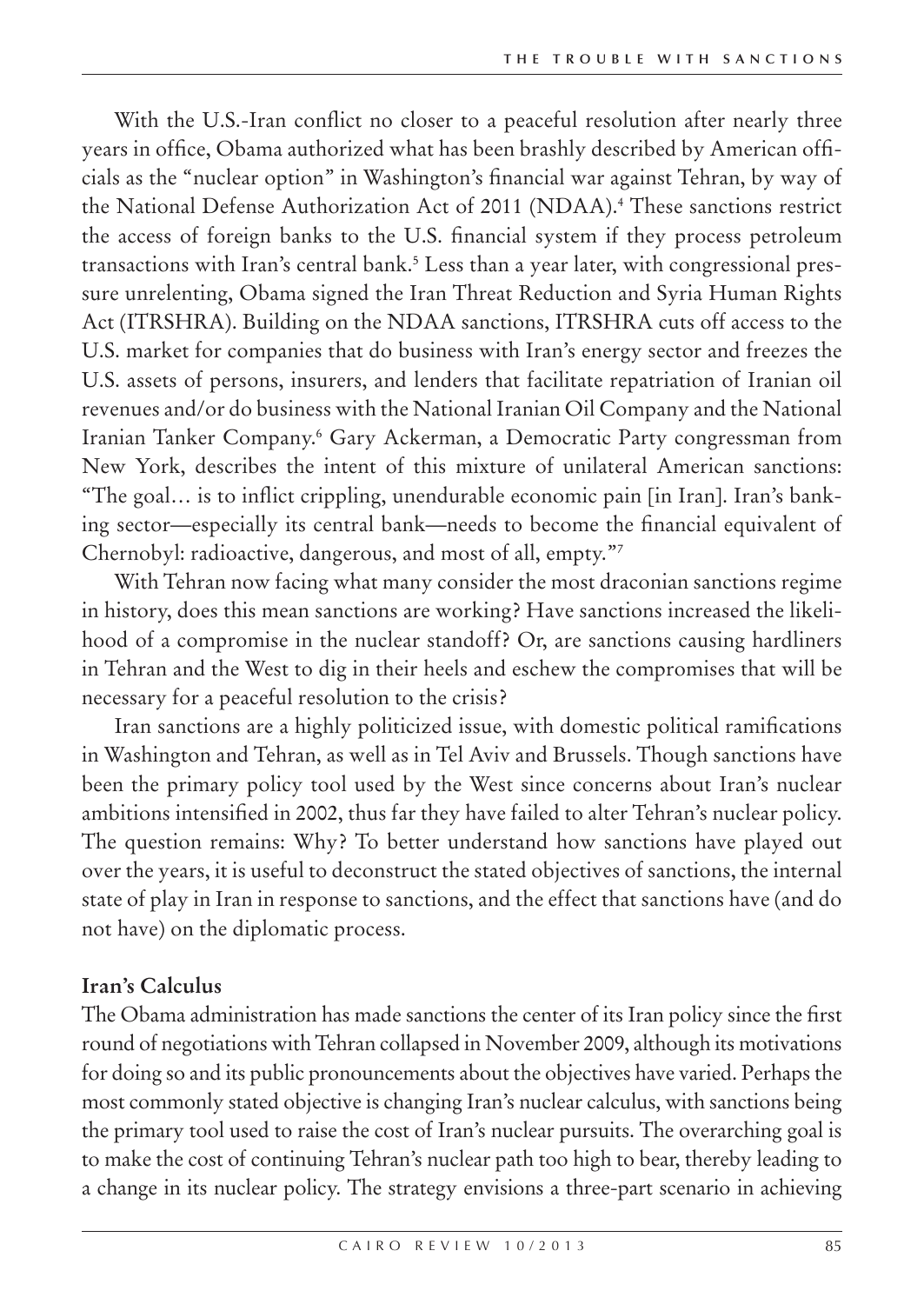With the U.S.-Iran conflict no closer to a peaceful resolution after nearly three years in office, Obama authorized what has been brashly described by American officials as the "nuclear option" in Washington's financial war against Tehran, by way of the National Defense Authorization Act of 2011 (NDAA).[4] These sanctions restrict the access of foreign banks to the U.S. financial system if they process petroleum transactions with Iran's central bank.[5] Less than a year later, with congressional pressure unrelenting, Obama signed the Iran Threat Reduction and Syria Human Rights Act (ITRSHRA). Building on the NDAA sanctions, ITRSHRA cuts off access to the U.S. market for companies that do business with Iran's energy sector and freezes the U.S. assets of persons, insurers, and lenders that facilitate repatriation of Iranian oil revenues and/or do business with the National Iranian Oil Company and the National Iranian Tanker Company.[6] Gary Ackerman, a Democratic Party congressman from New York, describes the intent of this mixture of unilateral American sanctions: "The goal… is to inflict crippling, unendurable economic pain [in Iran]. Iran's banking sector—especially its central bank—needs to become the financial equivalent of Chernobyl: radioactive, dangerous, and most of all, empty."[7]

With Tehran now facing what many consider the most draconian sanctions regime in history, does this mean sanctions are working? Have sanctions increased the likelihood of a compromise in the nuclear standoff? Or, are sanctions causing hardliners in Tehran and the West to dig in their heels and eschew the compromises that will be necessary for a peaceful resolution to the crisis?

Iran sanctions are a highly politicized issue, with domestic political ramifications in Washington and Tehran, as well as in Tel Aviv and Brussels. Though sanctions have been the primary policy tool used by the West since concerns about Iran's nuclear ambitions intensified in 2002, thus far they have failed to alter Tehran's nuclear policy. The question remains: Why? To better understand how sanctions have played out over the years, it is useful to deconstruct the stated objectives of sanctions, the internal state of play in Iran in response to sanctions, and the effect that sanctions have (and do not have) on the diplomatic process.

## Iran's Calculus

The Obama administration has made sanctions the center of its Iran policy since the first round of negotiations with Tehran collapsed in November 2009, although its motivations for doing so and its public pronouncements about the objectives have varied. Perhaps the most commonly stated objective is changing Iran's nuclear calculus, with sanctions being the primary tool used to raise the cost of Iran's nuclear pursuits. The overarching goal is to make the cost of continuing Tehran's nuclear path too high to bear, thereby leading to a change in its nuclear policy. The strategy envisions a three-part scenario in achieving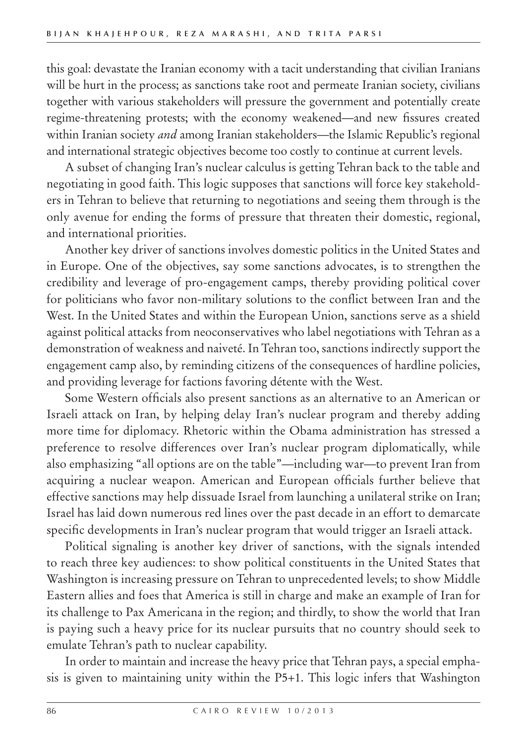this goal: devastate the Iranian economy with a tacit understanding that civilian Iranians will be hurt in the process; as sanctions take root and permeate Iranian society, civilians together with various stakeholders will pressure the government and potentially create regime-threatening protests; with the economy weakened—and new fissures created within Iranian society *and* among Iranian stakeholders—the Islamic Republic's regional and international strategic objectives become too costly to continue at current levels.

A subset of changing Iran's nuclear calculus is getting Tehran back to the table and negotiating in good faith. This logic supposes that sanctions will force key stakeholders in Tehran to believe that returning to negotiations and seeing them through is the only avenue for ending the forms of pressure that threaten their domestic, regional, and international priorities.

Another key driver of sanctions involves domestic politics in the United States and in Europe. One of the objectives, say some sanctions advocates, is to strengthen the credibility and leverage of pro-engagement camps, thereby providing political cover for politicians who favor non-military solutions to the conflict between Iran and the West. In the United States and within the European Union, sanctions serve as a shield against political attacks from neoconservatives who label negotiations with Tehran as a demonstration of weakness and naiveté. In Tehran too, sanctions indirectly support the engagement camp also, by reminding citizens of the consequences of hardline policies, and providing leverage for factions favoring détente with the West.

Some Western officials also present sanctions as an alternative to an American or Israeli attack on Iran, by helping delay Iran's nuclear program and thereby adding more time for diplomacy. Rhetoric within the Obama administration has stressed a preference to resolve differences over Iran's nuclear program diplomatically, while also emphasizing "all options are on the table"—including war—to prevent Iran from acquiring a nuclear weapon. American and European officials further believe that effective sanctions may help dissuade Israel from launching a unilateral strike on Iran; Israel has laid down numerous red lines over the past decade in an effort to demarcate specific developments in Iran's nuclear program that would trigger an Israeli attack.

Political signaling is another key driver of sanctions, with the signals intended to reach three key audiences: to show political constituents in the United States that Washington is increasing pressure on Tehran to unprecedented levels; to show Middle Eastern allies and foes that America is still in charge and make an example of Iran for its challenge to Pax Americana in the region; and thirdly, to show the world that Iran is paying such a heavy price for its nuclear pursuits that no country should seek to emulate Tehran's path to nuclear capability.

In order to maintain and increase the heavy price that Tehran pays, a special emphasis is given to maintaining unity within the P5+1. This logic infers that Washington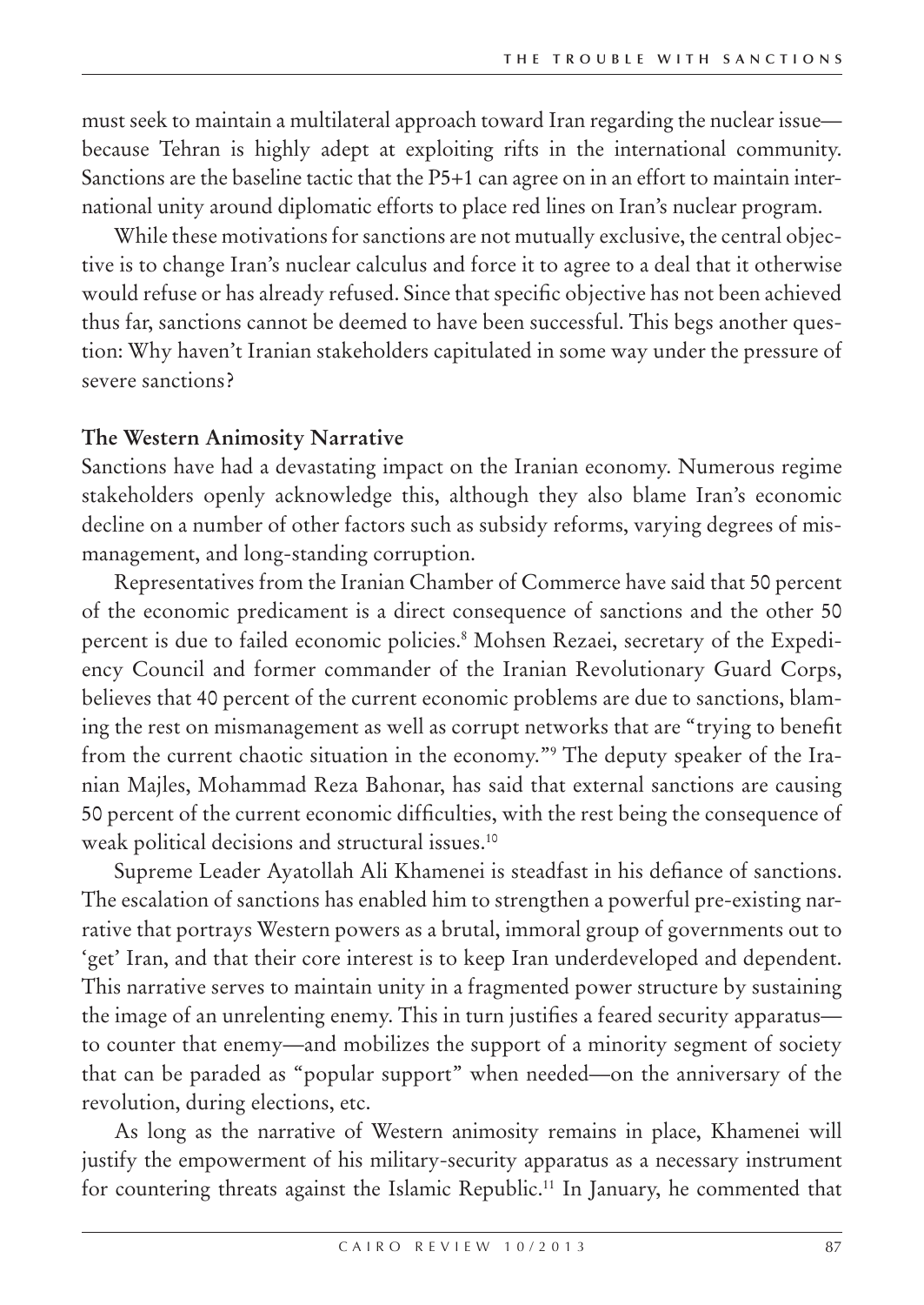must seek to maintain a multilateral approach toward Iran regarding the nuclear issue—because Tehran is highly adept at exploiting rifts in the international community. Sanctions are the baseline tactic that the P5+1 can agree on in an effort to maintain international unity around diplomatic efforts to place red lines on Iran's nuclear program.

While these motivations for sanctions are not mutually exclusive, the central objective is to change Iran's nuclear calculus and force it to agree to a deal that it otherwise would refuse or has already refused. Since that specific objective has not been achieved thus far, sanctions cannot be deemed to have been successful. This begs another question: Why haven't Iranian stakeholders capitulated in some way under the pressure of severe sanctions?

**The Western Animosity Narrative**

Sanctions have had a devastating impact on the Iranian economy. Numerous regime stakeholders openly acknowledge this, although they also blame Iran's economic decline on a number of other factors such as subsidy reforms, varying degrees of mismanagement, and long-standing corruption.

Representatives from the Iranian Chamber of Commerce have said that 50 percent of the economic predicament is a direct consequence of sanctions and the other 50 percent is due to failed economic policies.[8] Mohsen Rezaei, secretary of the Expediency Council and former commander of the Iranian Revolutionary Guard Corps, believes that 40 percent of the current economic problems are due to sanctions, blaming the rest on mismanagement as well as corrupt networks that are "trying to benefit from the current chaotic situation in the economy."[9] The deputy speaker of the Iranian Majles, Mohammad Reza Bahonar, has said that external sanctions are causing 50 percent of the current economic difficulties, with the rest being the consequence of weak political decisions and structural issues.[10]

Supreme Leader Ayatollah Ali Khamenei is steadfast in his defiance of sanctions. The escalation of sanctions has enabled him to strengthen a powerful pre-existing narrative that portrays Western powers as a brutal, immoral group of governments out to 'get' Iran, and that their core interest is to keep Iran underdeveloped and dependent. This narrative serves to maintain unity in a fragmented power structure by sustaining the image of an unrelenting enemy. This in turn justifies a feared security apparatus—to counter that enemy—and mobilizes the support of a minority segment of society that can be paraded as "popular support" when needed—on the anniversary of the revolution, during elections, etc.

As long as the narrative of Western animosity remains in place, Khamenei will justify the empowerment of his military-security apparatus as a necessary instrument for countering threats against the Islamic Republic.[11] In January, he commented that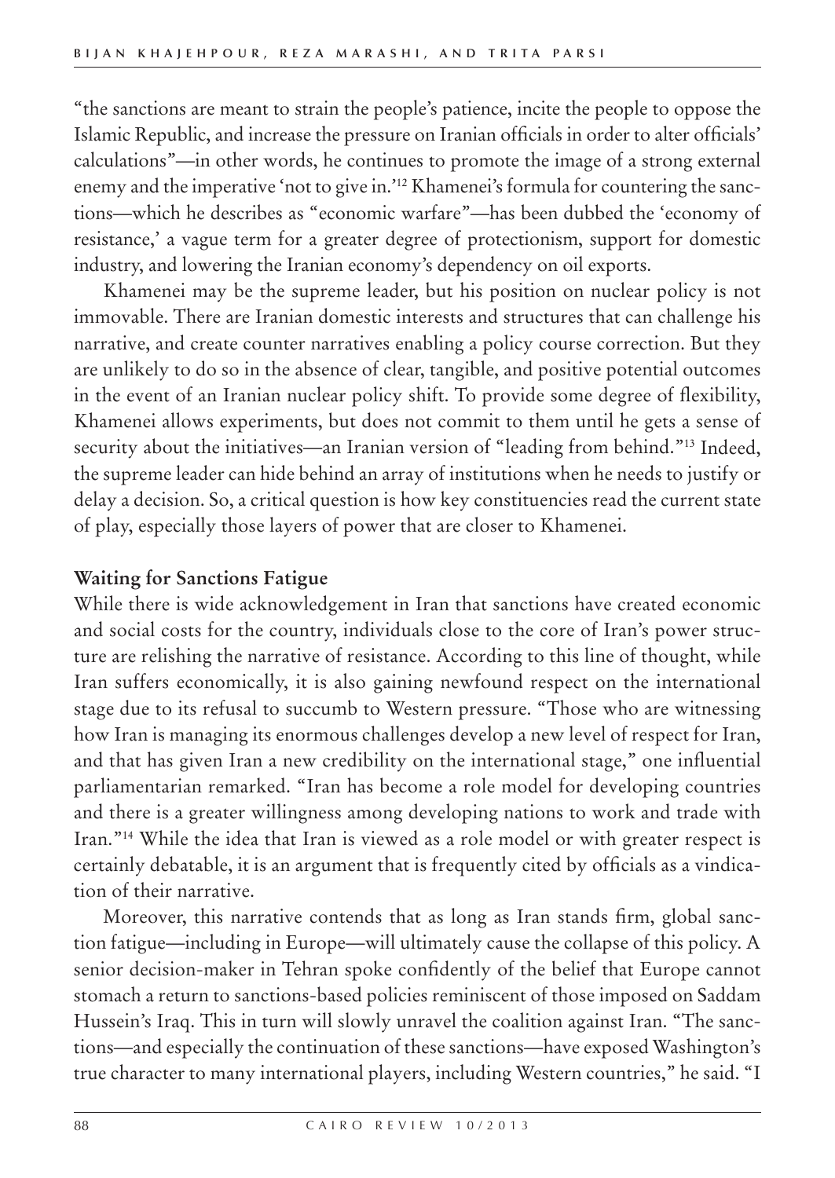"the sanctions are meant to strain the people's patience, incite the people to oppose the Islamic Republic, and increase the pressure on Iranian officials in order to alter officials' calculations"—in other words, he continues to promote the image of a strong external enemy and the imperative 'not to give in.'[12] Khamenei's formula for countering the sanctions—which he describes as "economic warfare"—has been dubbed the 'economy of resistance,' a vague term for a greater degree of protectionism, support for domestic industry, and lowering the Iranian economy's dependency on oil exports.

Khamenei may be the supreme leader, but his position on nuclear policy is not immovable. There are Iranian domestic interests and structures that can challenge his narrative, and create counter narratives enabling a policy course correction. But they are unlikely to do so in the absence of clear, tangible, and positive potential outcomes in the event of an Iranian nuclear policy shift. To provide some degree of flexibility, Khamenei allows experiments, but does not commit to them until he gets a sense of security about the initiatives—an Iranian version of "leading from behind."[13] Indeed, the supreme leader can hide behind an array of institutions when he needs to justify or delay a decision. So, a critical question is how key constituencies read the current state of play, especially those layers of power that are closer to Khamenei.

**Waiting for Sanctions Fatigue**

While there is wide acknowledgement in Iran that sanctions have created economic and social costs for the country, individuals close to the core of Iran's power structure are relishing the narrative of resistance. According to this line of thought, while Iran suffers economically, it is also gaining newfound respect on the international stage due to its refusal to succumb to Western pressure. "Those who are witnessing how Iran is managing its enormous challenges develop a new level of respect for Iran, and that has given Iran a new credibility on the international stage," one influential parliamentarian remarked. "Iran has become a role model for developing countries and there is a greater willingness among developing nations to work and trade with Iran."[14] While the idea that Iran is viewed as a role model or with greater respect is certainly debatable, it is an argument that is frequently cited by officials as a vindication of their narrative.

Moreover, this narrative contends that as long as Iran stands firm, global sanction fatigue—including in Europe—will ultimately cause the collapse of this policy. A senior decision-maker in Tehran spoke confidently of the belief that Europe cannot stomach a return to sanctions-based policies reminiscent of those imposed on Saddam Hussein's Iraq. This in turn will slowly unravel the coalition against Iran. "The sanctions—and especially the continuation of these sanctions—have exposed Washington's true character to many international players, including Western countries," he said. "I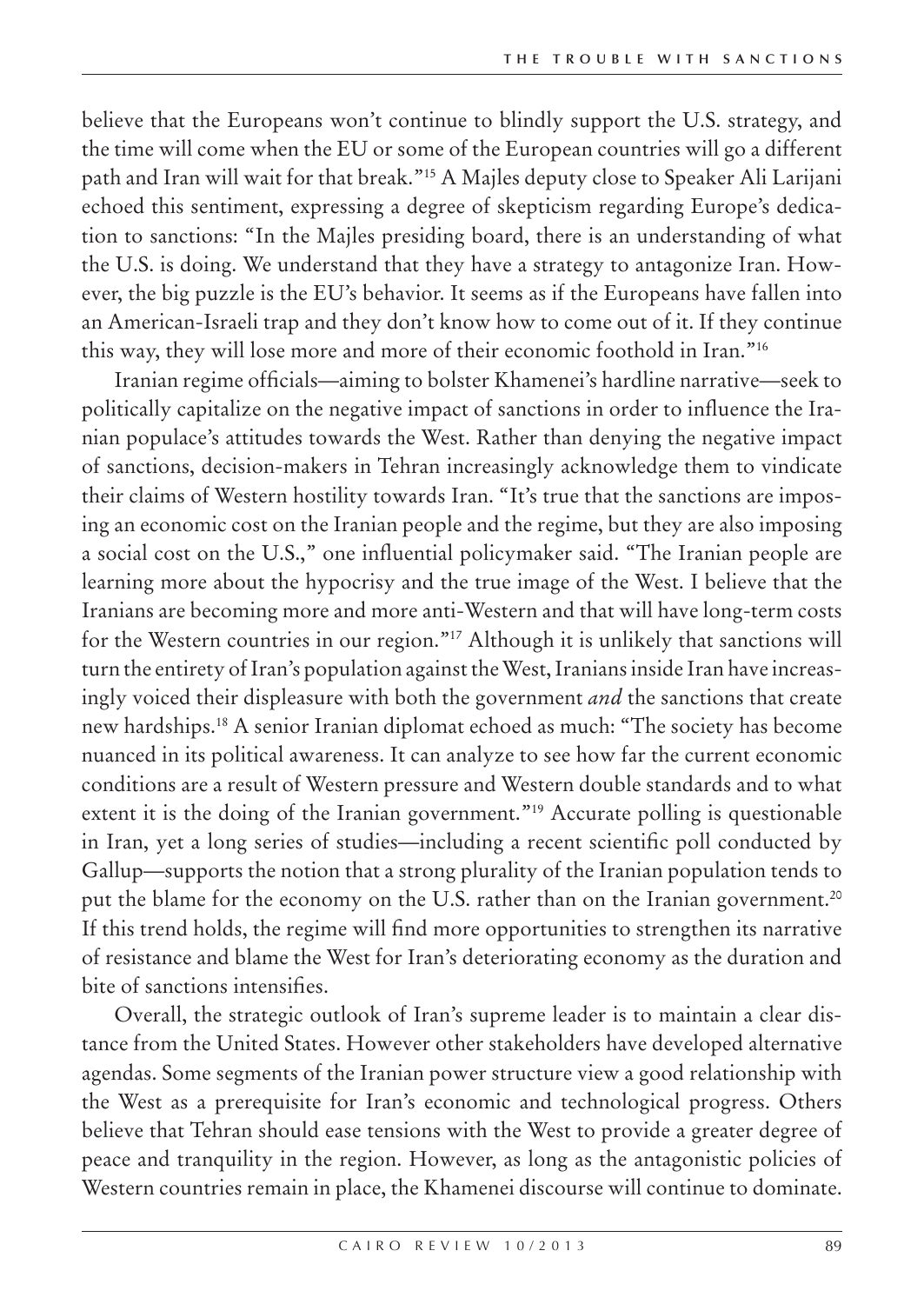believe that the Europeans won't continue to blindly support the U.S. strategy, and the time will come when the EU or some of the European countries will go a different path and Iran will wait for that break."[15] A Majles deputy close to Speaker Ali Larijani echoed this sentiment, expressing a degree of skepticism regarding Europe's dedication to sanctions: "In the Majles presiding board, there is an understanding of what the U.S. is doing. We understand that they have a strategy to antagonize Iran. However, the big puzzle is the EU's behavior. It seems as if the Europeans have fallen into an American-Israeli trap and they don't know how to come out of it. If they continue this way, they will lose more and more of their economic foothold in Iran."[16]

Iranian regime officials—aiming to bolster Khamenei's hardline narrative—seek to politically capitalize on the negative impact of sanctions in order to influence the Iranian populace's attitudes towards the West. Rather than denying the negative impact of sanctions, decision-makers in Tehran increasingly acknowledge them to vindicate their claims of Western hostility towards Iran. "It's true that the sanctions are imposing an economic cost on the Iranian people and the regime, but they are also imposing a social cost on the U.S.," one influential policymaker said. "The Iranian people are learning more about the hypocrisy and the true image of the West. I believe that the Iranians are becoming more and more anti-Western and that will have long-term costs for the Western countries in our region."[17] Although it is unlikely that sanctions will turn the entirety of Iran's population against the West, Iranians inside Iran have increasingly voiced their displeasure with both the government *and* the sanctions that create new hardships.[18] A senior Iranian diplomat echoed as much: "The society has become nuanced in its political awareness. It can analyze to see how far the current economic conditions are a result of Western pressure and Western double standards and to what extent it is the doing of the Iranian government."[19] Accurate polling is questionable in Iran, yet a long series of studies—including a recent scientific poll conducted by Gallup—supports the notion that a strong plurality of the Iranian population tends to put the blame for the economy on the U.S. rather than on the Iranian government.[20] If this trend holds, the regime will find more opportunities to strengthen its narrative of resistance and blame the West for Iran's deteriorating economy as the duration and bite of sanctions intensifies.

Overall, the strategic outlook of Iran's supreme leader is to maintain a clear distance from the United States. However other stakeholders have developed alternative agendas. Some segments of the Iranian power structure view a good relationship with the West as a prerequisite for Iran's economic and technological progress. Others believe that Tehran should ease tensions with the West to provide a greater degree of peace and tranquility in the region. However, as long as the antagonistic policies of Western countries remain in place, the Khamenei discourse will continue to dominate.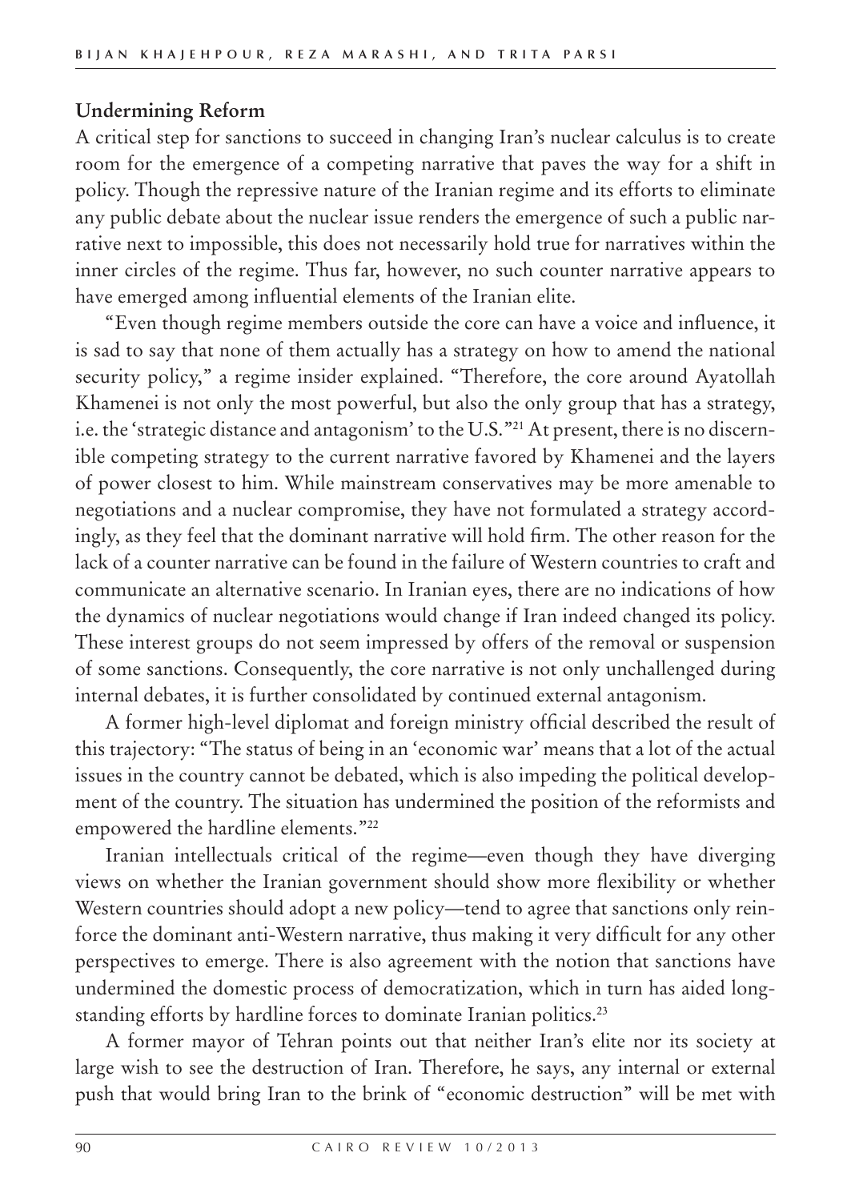**Undermining Reform**

A critical step for sanctions to succeed in changing Iran's nuclear calculus is to create room for the emergence of a competing narrative that paves the way for a shift in policy. Though the repressive nature of the Iranian regime and its efforts to eliminate any public debate about the nuclear issue renders the emergence of such a public narrative next to impossible, this does not necessarily hold true for narratives within the inner circles of the regime. Thus far, however, no such counter narrative appears to have emerged among influential elements of the Iranian elite.

"Even though regime members outside the core can have a voice and influence, it is sad to say that none of them actually has a strategy on how to amend the national security policy," a regime insider explained. "Therefore, the core around Ayatollah Khamenei is not only the most powerful, but also the only group that has a strategy, i.e. the 'strategic distance and antagonism' to the U.S."[21] At present, there is no discernible competing strategy to the current narrative favored by Khamenei and the layers of power closest to him. While mainstream conservatives may be more amenable to negotiations and a nuclear compromise, they have not formulated a strategy accordingly, as they feel that the dominant narrative will hold firm. The other reason for the lack of a counter narrative can be found in the failure of Western countries to craft and communicate an alternative scenario. In Iranian eyes, there are no indications of how the dynamics of nuclear negotiations would change if Iran indeed changed its policy. These interest groups do not seem impressed by offers of the removal or suspension of some sanctions. Consequently, the core narrative is not only unchallenged during internal debates, it is further consolidated by continued external antagonism.

A former high-level diplomat and foreign ministry official described the result of this trajectory: "The status of being in an 'economic war' means that a lot of the actual issues in the country cannot be debated, which is also impeding the political development of the country. The situation has undermined the position of the reformists and empowered the hardline elements."[22]

Iranian intellectuals critical of the regime—even though they have diverging views on whether the Iranian government should show more flexibility or whether Western countries should adopt a new policy—tend to agree that sanctions only reinforce the dominant anti-Western narrative, thus making it very difficult for any other perspectives to emerge. There is also agreement with the notion that sanctions have undermined the domestic process of democratization, which in turn has aided longstanding efforts by hardline forces to dominate Iranian politics.[23]

A former mayor of Tehran points out that neither Iran's elite nor its society at large wish to see the destruction of Iran. Therefore, he says, any internal or external push that would bring Iran to the brink of "economic destruction" will be met with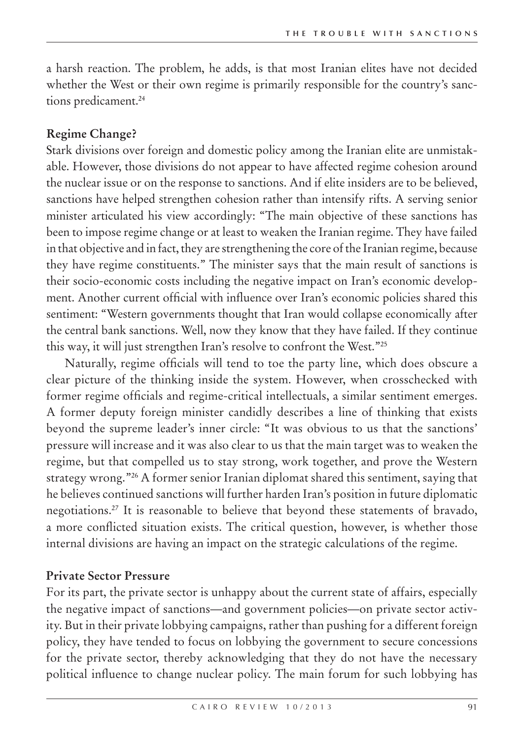a harsh reaction. The problem, he adds, is that most Iranian elites have not decided whether the West or their own regime is primarily responsible for the country's sanctions predicament.[24]

### Regime Change?

Stark divisions over foreign and domestic policy among the Iranian elite are unmistakable. However, those divisions do not appear to have affected regime cohesion around the nuclear issue or on the response to sanctions. And if elite insiders are to be believed, sanctions have helped strengthen cohesion rather than intensify rifts. A serving senior minister articulated his view accordingly: "The main objective of these sanctions has been to impose regime change or at least to weaken the Iranian regime. They have failed in that objective and in fact, they are strengthening the core of the Iranian regime, because they have regime constituents." The minister says that the main result of sanctions is their socio-economic costs including the negative impact on Iran's economic development. Another current official with influence over Iran's economic policies shared this sentiment: "Western governments thought that Iran would collapse economically after the central bank sanctions. Well, now they know that they have failed. If they continue this way, it will just strengthen Iran's resolve to confront the West."[25]

Naturally, regime officials will tend to toe the party line, which does obscure a clear picture of the thinking inside the system. However, when crosschecked with former regime officials and regime-critical intellectuals, a similar sentiment emerges. A former deputy foreign minister candidly describes a line of thinking that exists beyond the supreme leader's inner circle: "It was obvious to us that the sanctions' pressure will increase and it was also clear to us that the main target was to weaken the regime, but that compelled us to stay strong, work together, and prove the Western strategy wrong."[26] A former senior Iranian diplomat shared this sentiment, saying that he believes continued sanctions will further harden Iran's position in future diplomatic negotiations.[27] It is reasonable to believe that beyond these statements of bravado, a more conflicted situation exists. The critical question, however, is whether those internal divisions are having an impact on the strategic calculations of the regime.

### Private Sector Pressure

For its part, the private sector is unhappy about the current state of affairs, especially the negative impact of sanctions—and government policies—on private sector activity. But in their private lobbying campaigns, rather than pushing for a different foreign policy, they have tended to focus on lobbying the government to secure concessions for the private sector, thereby acknowledging that they do not have the necessary political influence to change nuclear policy. The main forum for such lobbying has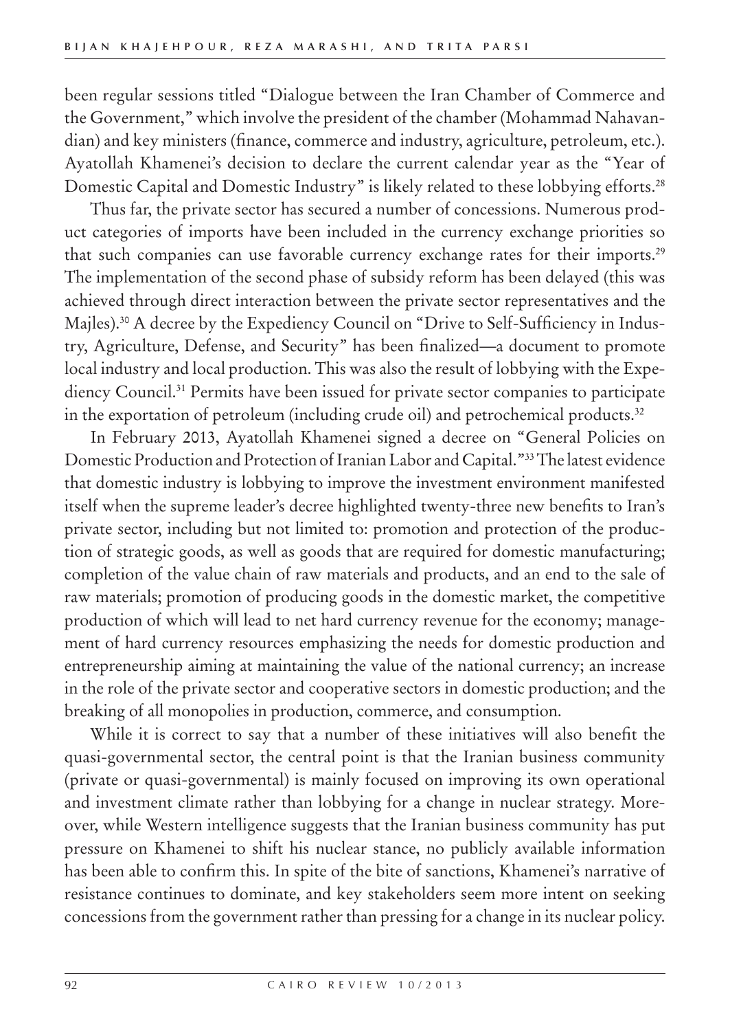been regular sessions titled "Dialogue between the Iran Chamber of Commerce and the Government," which involve the president of the chamber (Mohammad Nahavandian) and key ministers (finance, commerce and industry, agriculture, petroleum, etc.). Ayatollah Khamenei's decision to declare the current calendar year as the "Year of Domestic Capital and Domestic Industry" is likely related to these lobbying efforts.[28]

Thus far, the private sector has secured a number of concessions. Numerous product categories of imports have been included in the currency exchange priorities so that such companies can use favorable currency exchange rates for their imports.[29] The implementation of the second phase of subsidy reform has been delayed (this was achieved through direct interaction between the private sector representatives and the Majles).[30] A decree by the Expediency Council on "Drive to Self-Sufficiency in Industry, Agriculture, Defense, and Security" has been finalized—a document to promote local industry and local production. This was also the result of lobbying with the Expediency Council.[31] Permits have been issued for private sector companies to participate in the exportation of petroleum (including crude oil) and petrochemical products.[32]

In February 2013, Ayatollah Khamenei signed a decree on "General Policies on Domestic Production and Protection of Iranian Labor and Capital."[33] The latest evidence that domestic industry is lobbying to improve the investment environment manifested itself when the supreme leader's decree highlighted twenty-three new benefits to Iran's private sector, including but not limited to: promotion and protection of the production of strategic goods, as well as goods that are required for domestic manufacturing; completion of the value chain of raw materials and products, and an end to the sale of raw materials; promotion of producing goods in the domestic market, the competitive production of which will lead to net hard currency revenue for the economy; management of hard currency resources emphasizing the needs for domestic production and entrepreneurship aiming at maintaining the value of the national currency; an increase in the role of the private sector and cooperative sectors in domestic production; and the breaking of all monopolies in production, commerce, and consumption.

While it is correct to say that a number of these initiatives will also benefit the quasi-governmental sector, the central point is that the Iranian business community (private or quasi-governmental) is mainly focused on improving its own operational and investment climate rather than lobbying for a change in nuclear strategy. Moreover, while Western intelligence suggests that the Iranian business community has put pressure on Khamenei to shift his nuclear stance, no publicly available information has been able to confirm this. In spite of the bite of sanctions, Khamenei's narrative of resistance continues to dominate, and key stakeholders seem more intent on seeking concessions from the government rather than pressing for a change in its nuclear policy.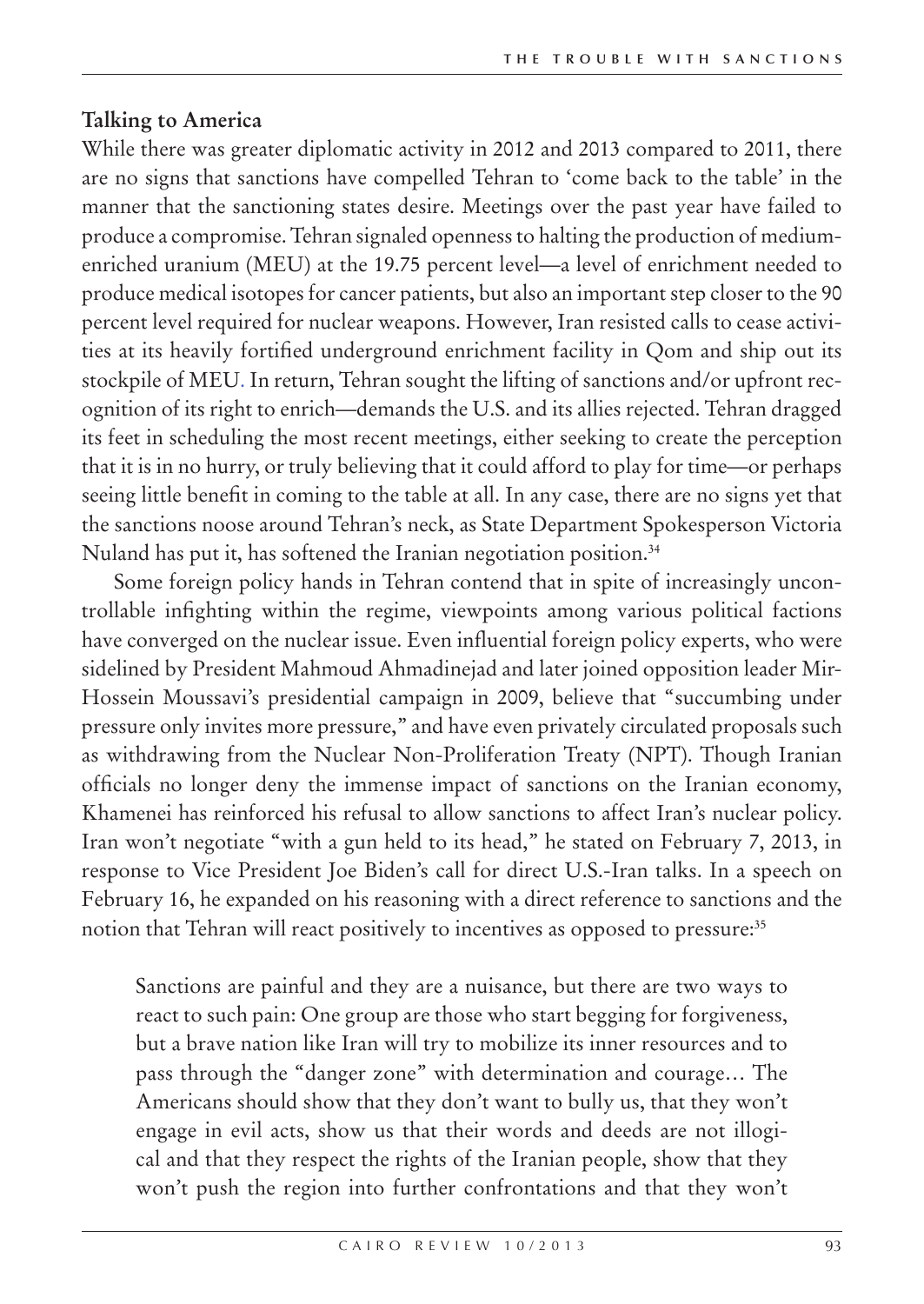### Talking to America

While there was greater diplomatic activity in 2012 and 2013 compared to 2011, there are no signs that sanctions have compelled Tehran to 'come back to the table' in the manner that the sanctioning states desire. Meetings over the past year have failed to produce a compromise. Tehran signaled openness to halting the production of medium-enriched uranium (MEU) at the 19.75 percent level—a level of enrichment needed to produce medical isotopes for cancer patients, but also an important step closer to the 90 percent level required for nuclear weapons. However, Iran resisted calls to cease activities at its heavily fortified underground enrichment facility in Qom and ship out its stockpile of MEU. In return, Tehran sought the lifting of sanctions and/or upfront recognition of its right to enrich—demands the U.S. and its allies rejected. Tehran dragged its feet in scheduling the most recent meetings, either seeking to create the perception that it is in no hurry, or truly believing that it could afford to play for time—or perhaps seeing little benefit in coming to the table at all. In any case, there are no signs yet that the sanctions noose around Tehran's neck, as State Department Spokesperson Victoria Nuland has put it, has softened the Iranian negotiation position.[34]

Some foreign policy hands in Tehran contend that in spite of increasingly uncontrollable infighting within the regime, viewpoints among various political factions have converged on the nuclear issue. Even influential foreign policy experts, who were sidelined by President Mahmoud Ahmadinejad and later joined opposition leader Mir-Hossein Moussavi's presidential campaign in 2009, believe that "succumbing under pressure only invites more pressure," and have even privately circulated proposals such as withdrawing from the Nuclear Non-Proliferation Treaty (NPT). Though Iranian officials no longer deny the immense impact of sanctions on the Iranian economy, Khamenei has reinforced his refusal to allow sanctions to affect Iran's nuclear policy. Iran won't negotiate "with a gun held to its head," he stated on February 7, 2013, in response to Vice President Joe Biden's call for direct U.S.-Iran talks. In a speech on February 16, he expanded on his reasoning with a direct reference to sanctions and the notion that Tehran will react positively to incentives as opposed to pressure:[35]

> Sanctions are painful and they are a nuisance, but there are two ways to react to such pain: One group are those who start begging for forgiveness, but a brave nation like Iran will try to mobilize its inner resources and to pass through the "danger zone" with determination and courage… The Americans should show that they don't want to bully us, that they won't engage in evil acts, show us that their words and deeds are not illogical and that they respect the rights of the Iranian people, show that they won't push the region into further confrontations and that they won't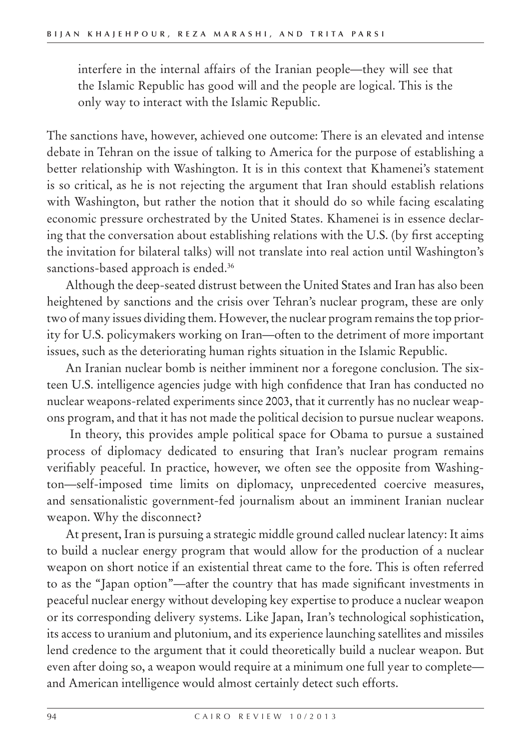> interfere in the internal affairs of the Iranian people—they will see that the Islamic Republic has good will and the people are logical. This is the only way to interact with the Islamic Republic.

The sanctions have, however, achieved one outcome: There is an elevated and intense debate in Tehran on the issue of talking to America for the purpose of establishing a better relationship with Washington. It is in this context that Khamenei's statement is so critical, as he is not rejecting the argument that Iran should establish relations with Washington, but rather the notion that it should do so while facing escalating economic pressure orchestrated by the United States. Khamenei is in essence declaring that the conversation about establishing relations with the U.S. (by first accepting the invitation for bilateral talks) will not translate into real action until Washington's sanctions-based approach is ended.[36]

Although the deep-seated distrust between the United States and Iran has also been heightened by sanctions and the crisis over Tehran's nuclear program, these are only two of many issues dividing them. However, the nuclear program remains the top priority for U.S. policymakers working on Iran—often to the detriment of more important issues, such as the deteriorating human rights situation in the Islamic Republic.

An Iranian nuclear bomb is neither imminent nor a foregone conclusion. The sixteen U.S. intelligence agencies judge with high confidence that Iran has conducted no nuclear weapons-related experiments since 2003, that it currently has no nuclear weapons program, and that it has not made the political decision to pursue nuclear weapons.

In theory, this provides ample political space for Obama to pursue a sustained process of diplomacy dedicated to ensuring that Iran's nuclear program remains verifiably peaceful. In practice, however, we often see the opposite from Washington—self-imposed time limits on diplomacy, unprecedented coercive measures, and sensationalistic government-fed journalism about an imminent Iranian nuclear weapon. Why the disconnect?

At present, Iran is pursuing a strategic middle ground called nuclear latency: It aims to build a nuclear energy program that would allow for the production of a nuclear weapon on short notice if an existential threat came to the fore. This is often referred to as the "Japan option"—after the country that has made significant investments in peaceful nuclear energy without developing key expertise to produce a nuclear weapon or its corresponding delivery systems. Like Japan, Iran's technological sophistication, its access to uranium and plutonium, and its experience launching satellites and missiles lend credence to the argument that it could theoretically build a nuclear weapon. But even after doing so, a weapon would require at a minimum one full year to complete—and American intelligence would almost certainly detect such efforts.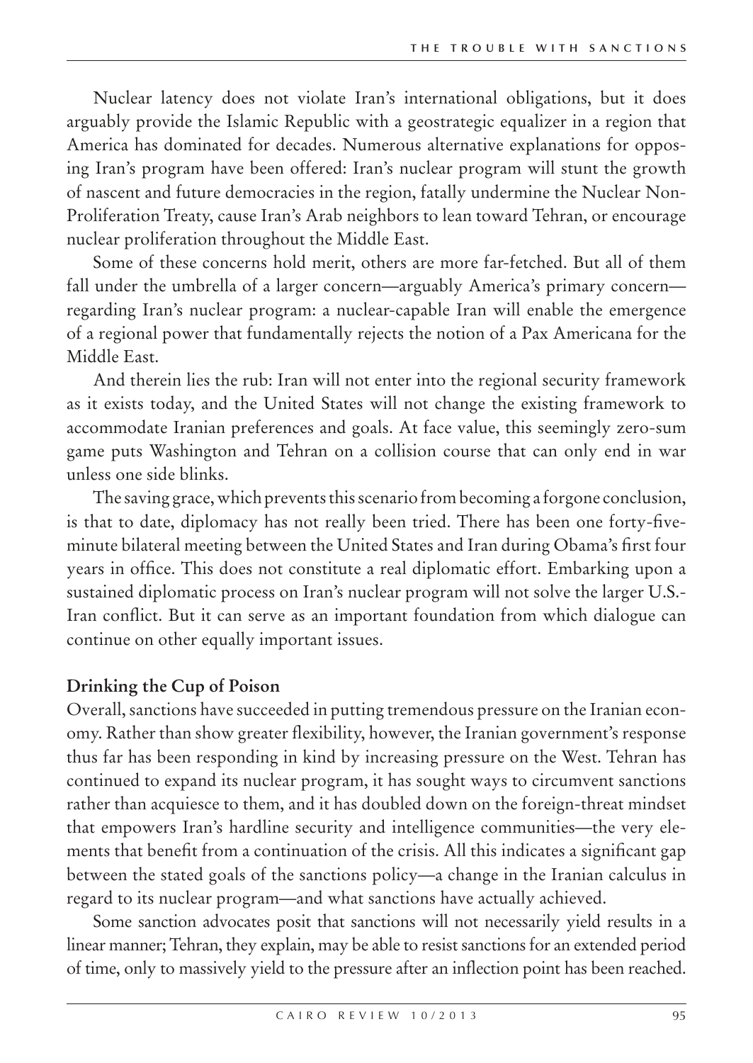Nuclear latency does not violate Iran's international obligations, but it does arguably provide the Islamic Republic with a geostrategic equalizer in a region that America has dominated for decades. Numerous alternative explanations for opposing Iran's program have been offered: Iran's nuclear program will stunt the growth of nascent and future democracies in the region, fatally undermine the Nuclear Non-Proliferation Treaty, cause Iran's Arab neighbors to lean toward Tehran, or encourage nuclear proliferation throughout the Middle East.

Some of these concerns hold merit, others are more far-fetched. But all of them fall under the umbrella of a larger concern—arguably America's primary concern—regarding Iran's nuclear program: a nuclear-capable Iran will enable the emergence of a regional power that fundamentally rejects the notion of a Pax Americana for the Middle East.

And therein lies the rub: Iran will not enter into the regional security framework as it exists today, and the United States will not change the existing framework to accommodate Iranian preferences and goals. At face value, this seemingly zero-sum game puts Washington and Tehran on a collision course that can only end in war unless one side blinks.

The saving grace, which prevents this scenario from becoming a forgone conclusion, is that to date, diplomacy has not really been tried. There has been one forty-five-minute bilateral meeting between the United States and Iran during Obama's first four years in office. This does not constitute a real diplomatic effort. Embarking upon a sustained diplomatic process on Iran's nuclear program will not solve the larger U.S.-Iran conflict. But it can serve as an important foundation from which dialogue can continue on other equally important issues.

## Drinking the Cup of Poison

Overall, sanctions have succeeded in putting tremendous pressure on the Iranian economy. Rather than show greater flexibility, however, the Iranian government's response thus far has been responding in kind by increasing pressure on the West. Tehran has continued to expand its nuclear program, it has sought ways to circumvent sanctions rather than acquiesce to them, and it has doubled down on the foreign-threat mindset that empowers Iran's hardline security and intelligence communities—the very elements that benefit from a continuation of the crisis. All this indicates a significant gap between the stated goals of the sanctions policy—a change in the Iranian calculus in regard to its nuclear program—and what sanctions have actually achieved.

Some sanction advocates posit that sanctions will not necessarily yield results in a linear manner; Tehran, they explain, may be able to resist sanctions for an extended period of time, only to massively yield to the pressure after an inflection point has been reached.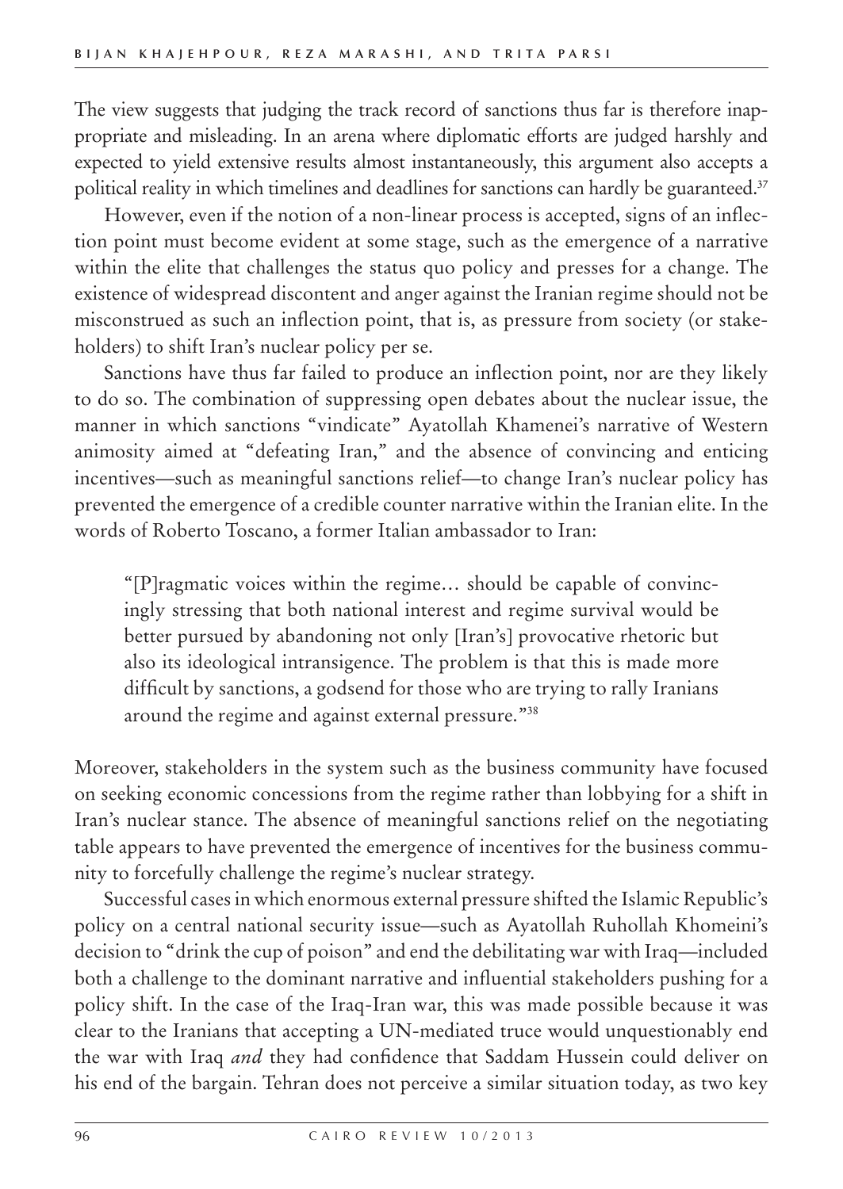The view suggests that judging the track record of sanctions thus far is therefore inappropriate and misleading. In an arena where diplomatic efforts are judged harshly and expected to yield extensive results almost instantaneously, this argument also accepts a political reality in which timelines and deadlines for sanctions can hardly be guaranteed.[37]

However, even if the notion of a non-linear process is accepted, signs of an inflection point must become evident at some stage, such as the emergence of a narrative within the elite that challenges the status quo policy and presses for a change. The existence of widespread discontent and anger against the Iranian regime should not be misconstrued as such an inflection point, that is, as pressure from society (or stakeholders) to shift Iran's nuclear policy per se.

Sanctions have thus far failed to produce an inflection point, nor are they likely to do so. The combination of suppressing open debates about the nuclear issue, the manner in which sanctions "vindicate" Ayatollah Khamenei's narrative of Western animosity aimed at "defeating Iran," and the absence of convincing and enticing incentives—such as meaningful sanctions relief—to change Iran's nuclear policy has prevented the emergence of a credible counter narrative within the Iranian elite. In the words of Roberto Toscano, a former Italian ambassador to Iran:

> "[P]ragmatic voices within the regime… should be capable of convincingly stressing that both national interest and regime survival would be better pursued by abandoning not only [Iran's] provocative rhetoric but also its ideological intransigence. The problem is that this is made more difficult by sanctions, a godsend for those who are trying to rally Iranians around the regime and against external pressure."[38]

Moreover, stakeholders in the system such as the business community have focused on seeking economic concessions from the regime rather than lobbying for a shift in Iran's nuclear stance. The absence of meaningful sanctions relief on the negotiating table appears to have prevented the emergence of incentives for the business community to forcefully challenge the regime's nuclear strategy.

Successful cases in which enormous external pressure shifted the Islamic Republic's policy on a central national security issue—such as Ayatollah Ruhollah Khomeini's decision to "drink the cup of poison" and end the debilitating war with Iraq—included both a challenge to the dominant narrative and influential stakeholders pushing for a policy shift. In the case of the Iraq-Iran war, this was made possible because it was clear to the Iranians that accepting a UN-mediated truce would unquestionably end the war with Iraq *and* they had confidence that Saddam Hussein could deliver on his end of the bargain. Tehran does not perceive a similar situation today, as two key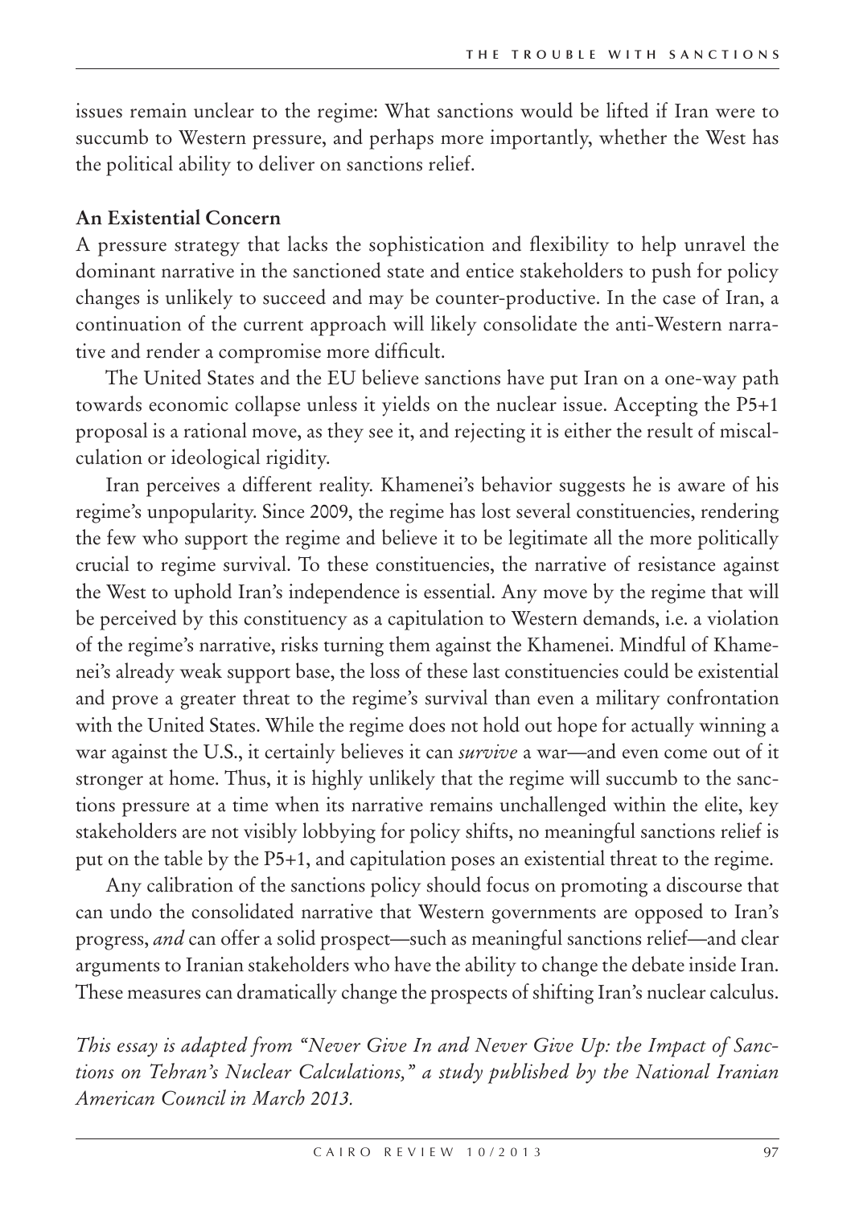issues remain unclear to the regime: What sanctions would be lifted if Iran were to succumb to Western pressure, and perhaps more importantly, whether the West has the political ability to deliver on sanctions relief.

## An Existential Concern

A pressure strategy that lacks the sophistication and flexibility to help unravel the dominant narrative in the sanctioned state and entice stakeholders to push for policy changes is unlikely to succeed and may be counter-productive. In the case of Iran, a continuation of the current approach will likely consolidate the anti-Western narrative and render a compromise more difficult.

The United States and the EU believe sanctions have put Iran on a one-way path towards economic collapse unless it yields on the nuclear issue. Accepting the P5+1 proposal is a rational move, as they see it, and rejecting it is either the result of miscalculation or ideological rigidity.

Iran perceives a different reality. Khamenei's behavior suggests he is aware of his regime's unpopularity. Since 2009, the regime has lost several constituencies, rendering the few who support the regime and believe it to be legitimate all the more politically crucial to regime survival. To these constituencies, the narrative of resistance against the West to uphold Iran's independence is essential. Any move by the regime that will be perceived by this constituency as a capitulation to Western demands, i.e. a violation of the regime's narrative, risks turning them against the Khamenei. Mindful of Khamenei's already weak support base, the loss of these last constituencies could be existential and prove a greater threat to the regime's survival than even a military confrontation with the United States. While the regime does not hold out hope for actually winning a war against the U.S., it certainly believes it can *survive* a war—and even come out of it stronger at home. Thus, it is highly unlikely that the regime will succumb to the sanctions pressure at a time when its narrative remains unchallenged within the elite, key stakeholders are not visibly lobbying for policy shifts, no meaningful sanctions relief is put on the table by the P5+1, and capitulation poses an existential threat to the regime.

Any calibration of the sanctions policy should focus on promoting a discourse that can undo the consolidated narrative that Western governments are opposed to Iran's progress, *and* can offer a solid prospect—such as meaningful sanctions relief—and clear arguments to Iranian stakeholders who have the ability to change the debate inside Iran. These measures can dramatically change the prospects of shifting Iran's nuclear calculus.

*This essay is adapted from "Never Give In and Never Give Up: the Impact of Sanctions on Tehran's Nuclear Calculations," a study published by the National Iranian American Council in March 2013.*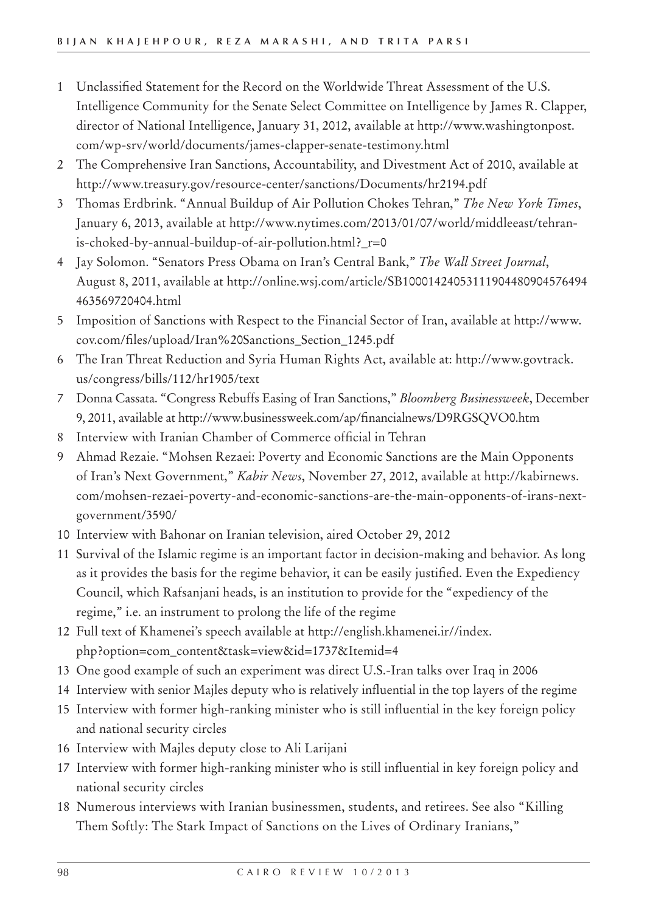1. Unclassified Statement for the Record on the Worldwide Threat Assessment of the U.S. Intelligence Community for the Senate Select Committee on Intelligence by James R. Clapper, director of National Intelligence, January 31, 2012, available at http://www.washingtonpost.com/wp-srv/world/documents/james-clapper-senate-testimony.html
2. The Comprehensive Iran Sanctions, Accountability, and Divestment Act of 2010, available at http://www.treasury.gov/resource-center/sanctions/Documents/hr2194.pdf
3. Thomas Erdbrink. "Annual Buildup of Air Pollution Chokes Tehran," *The New York Times*, January 6, 2013, available at http://www.nytimes.com/2013/01/07/world/middleeast/tehran-is-choked-by-annual-buildup-of-air-pollution.html?_r=0
4. Jay Solomon. "Senators Press Obama on Iran's Central Bank," *The Wall Street Journal*, August 8, 2011, available at http://online.wsj.com/article/SB10001424053111904480904576494463569720404.html
5. Imposition of Sanctions with Respect to the Financial Sector of Iran, available at http://www.cov.com/files/upload/Iran%20Sanctions_Section_1245.pdf
6. The Iran Threat Reduction and Syria Human Rights Act, available at: http://www.govtrack.us/congress/bills/112/hr1905/text
7. Donna Cassata. "Congress Rebuffs Easing of Iran Sanctions," *Bloomberg Businessweek*, December 9, 2011, available at http://www.businessweek.com/ap/financialnews/D9RGSQVO0.htm
8. Interview with Iranian Chamber of Commerce official in Tehran
9. Ahmad Rezaie. "Mohsen Rezaei: Poverty and Economic Sanctions are the Main Opponents of Iran's Next Government," *Kabir News*, November 27, 2012, available at http://kabirnews.com/mohsen-rezaei-poverty-and-economic-sanctions-are-the-main-opponents-of-irans-next-government/3590/
10. Interview with Bahonar on Iranian television, aired October 29, 2012
11. Survival of the Islamic regime is an important factor in decision-making and behavior. As long as it provides the basis for the regime behavior, it can be easily justified. Even the Expediency Council, which Rafsanjani heads, is an institution to provide for the "expediency of the regime," i.e. an instrument to prolong the life of the regime
12. Full text of Khamenei's speech available at http://english.khamenei.ir//index.php?option=com_content&task=view&id=1737&Itemid=4
13. One good example of such an experiment was direct U.S.-Iran talks over Iraq in 2006
14. Interview with senior Majles deputy who is relatively influential in the top layers of the regime
15. Interview with former high-ranking minister who is still influential in the key foreign policy and national security circles
16. Interview with Majles deputy close to Ali Larijani
17. Interview with former high-ranking minister who is still influential in key foreign policy and national security circles
18. Numerous interviews with Iranian businessmen, students, and retirees. See also "Killing Them Softly: The Stark Impact of Sanctions on the Lives of Ordinary Iranians,"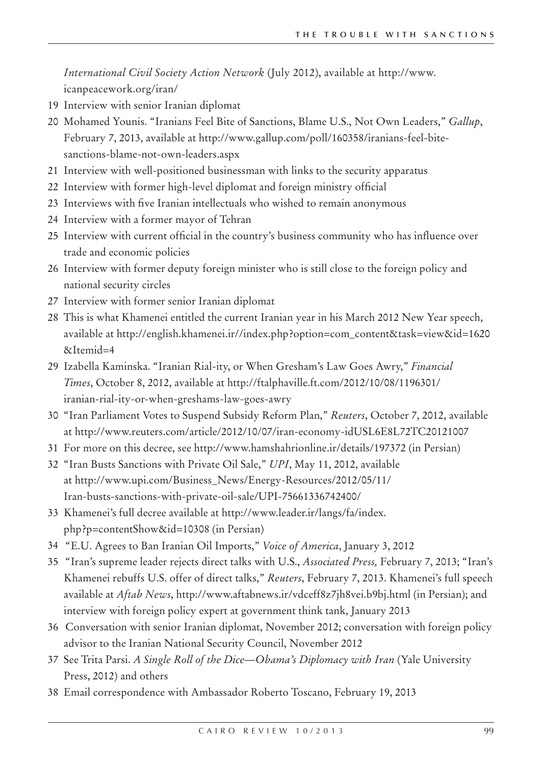*International Civil Society Action Network* (July 2012), available at http://www.icanpeacework.org/iran/

19 Interview with senior Iranian diplomat

20 Mohamed Younis. "Iranians Feel Bite of Sanctions, Blame U.S., Not Own Leaders," *Gallup*, February 7, 2013, available at http://www.gallup.com/poll/160358/iranians-feel-bite-sanctions-blame-not-own-leaders.aspx

21 Interview with well-positioned businessman with links to the security apparatus

22 Interview with former high-level diplomat and foreign ministry official

23 Interviews with five Iranian intellectuals who wished to remain anonymous

24 Interview with a former mayor of Tehran

25 Interview with current official in the country's business community who has influence over trade and economic policies

26 Interview with former deputy foreign minister who is still close to the foreign policy and national security circles

27 Interview with former senior Iranian diplomat

28 This is what Khamenei entitled the current Iranian year in his March 2012 New Year speech, available at http://english.khamenei.ir//index.php?option=com_content&task=view&id=1620&Itemid=4

29 Izabella Kaminska. "Iranian Rial-ity, or When Gresham's Law Goes Awry," *Financial Times*, October 8, 2012, available at http://ftalphaville.ft.com/2012/10/08/1196301/iranian-rial-ity-or-when-greshams-law-goes-awry

30 "Iran Parliament Votes to Suspend Subsidy Reform Plan," *Reuters*, October 7, 2012, available at http://www.reuters.com/article/2012/10/07/iran-economy-idUSL6E8L72TC20121007

31 For more on this decree, see http://www.hamshahrionline.ir/details/197372 (in Persian)

32 "Iran Busts Sanctions with Private Oil Sale," *UPI*, May 11, 2012, available at http://www.upi.com/Business_News/Energy-Resources/2012/05/11/Iran-busts-sanctions-with-private-oil-sale/UPI-75661336742400/

33 Khamenei's full decree available at http://www.leader.ir/langs/fa/index.php?p=contentShow&id=10308 (in Persian)

34 "E.U. Agrees to Ban Iranian Oil Imports," *Voice of America*, January 3, 2012

35 "Iran's supreme leader rejects direct talks with U.S., *Associated Press,* February 7, 2013; "Iran's Khamenei rebuffs U.S. offer of direct talks," *Reuters*, February 7, 2013. Khamenei's full speech available at *Aftab News*, http://www.aftabnews.ir/vdceff8z7jh8vei.b9bj.html (in Persian); and interview with foreign policy expert at government think tank, January 2013

36 Conversation with senior Iranian diplomat, November 2012; conversation with foreign policy advisor to the Iranian National Security Council, November 2012

37 See Trita Parsi. *A Single Roll of the Dice—Obama's Diplomacy with Iran* (Yale University Press, 2012) and others

38 Email correspondence with Ambassador Roberto Toscano, February 19, 2013